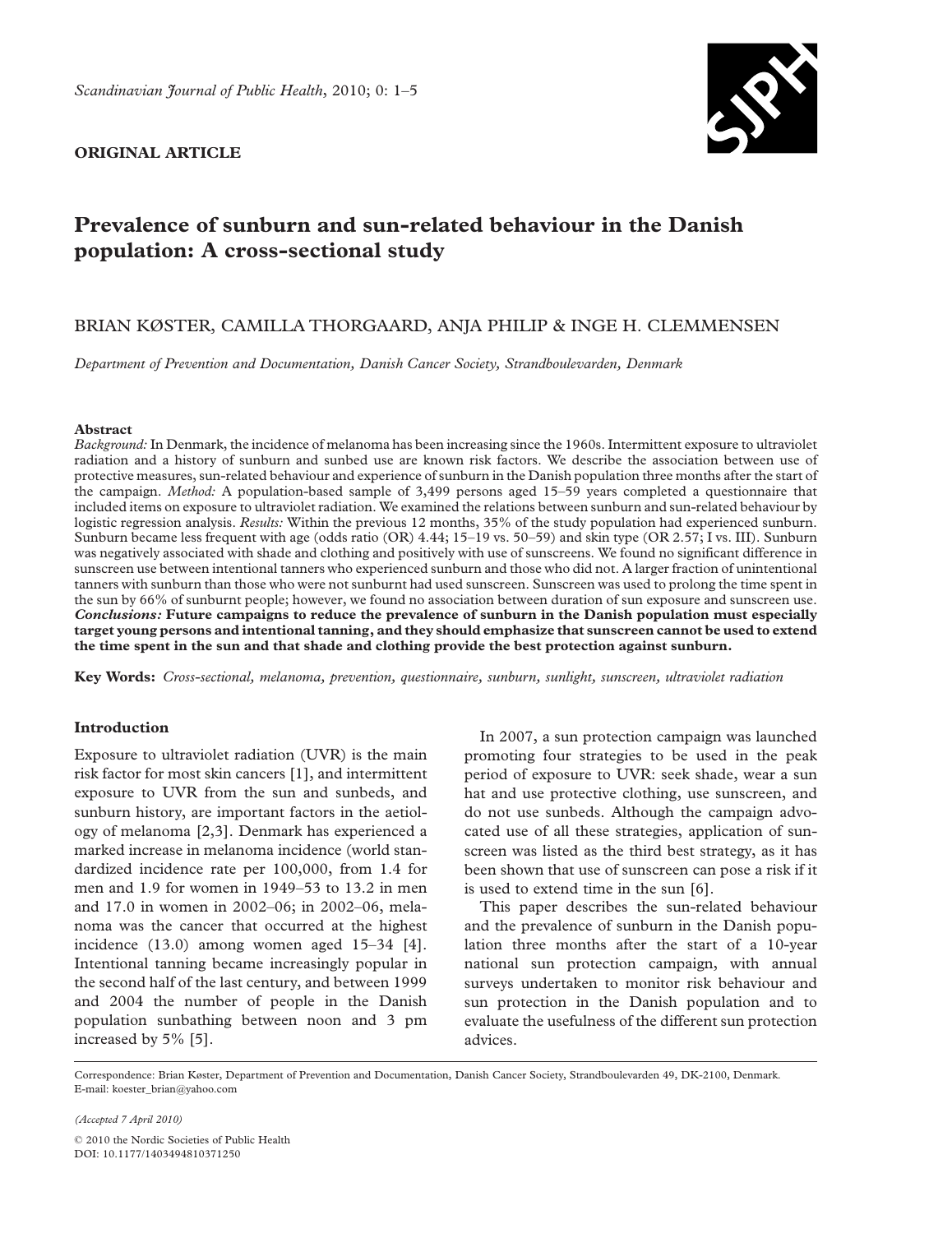ORIGINAL ARTICLE

# Prevalence of sunburn and sun-related behaviour in the Danish population: A cross-sectional study

BRIAN KØSTER, CAMILLA THORGAARD, ANJA PHILIP & INGE H. CLEMMENSEN

*Department of Prevention and Documentation, Danish Cancer Society, Strandboulevarden, Denmark*

## Abstract

*Background:* In Denmark, the incidence of melanoma has been increasing since the 1960s. Intermittent exposure to ultraviolet radiation and a history of sunburn and sunbed use are known risk factors. We describe the association between use of protective measures, sun-related behaviour and experience of sunburn in the Danish population three months after the start of the campaign. *Method:* A population-based sample of 3,499 persons aged 15–59 years completed a questionnaire that included items on exposure to ultraviolet radiation. We examined the relations between sunburn and sun-related behaviour by logistic regression analysis. *Results:* Within the previous 12 months, 35% of the study population had experienced sunburn. Sunburn became less frequent with age (odds ratio (OR) 4.44; 15–19 vs. 50–59) and skin type (OR 2.57; I vs. III). Sunburn was negatively associated with shade and clothing and positively with use of sunscreens. We found no significant difference in sunscreen use between intentional tanners who experienced sunburn and those who did not. A larger fraction of unintentional tanners with sunburn than those who were not sunburnt had used sunscreen. Sunscreen was used to prolong the time spent in the sun by 66% of sunburnt people; however, we found no association between duration of sun exposure and sunscreen use. ***Conclusions:*** **Future campaigns to reduce the prevalence of sunburn in the Danish population must especially target young persons and intentional tanning, and they should emphasize that sunscreen cannot be used to extend the time spent in the sun and that shade and clothing provide the best protection against sunburn.**

**Key Words:** *Cross-sectional, melanoma, prevention, questionnaire, sunburn, sunlight, sunscreen, ultraviolet radiation*

## Introduction

Exposure to ultraviolet radiation (UVR) is the main risk factor for most skin cancers [1], and intermittent exposure to UVR from the sun and sunbeds, and sunburn history, are important factors in the aetiology of melanoma [2,3]. Denmark has experienced a marked increase in melanoma incidence (world standardized incidence rate per 100,000, from 1.4 for men and 1.9 for women in 1949–53 to 13.2 in men and 17.0 in women in 2002–06; in 2002–06, melanoma was the cancer that occurred at the highest incidence (13.0) among women aged 15–34 [4]. Intentional tanning became increasingly popular in the second half of the last century, and between 1999 and 2004 the number of people in the Danish population sunbathing between noon and 3 pm increased by 5% [5].

In 2007, a sun protection campaign was launched promoting four strategies to be used in the peak period of exposure to UVR: seek shade, wear a sun hat and use protective clothing, use sunscreen, and do not use sunbeds. Although the campaign advocated use of all these strategies, application of sunscreen was listed as the third best strategy, as it has been shown that use of sunscreen can pose a risk if it is used to extend time in the sun [6].

This paper describes the sun-related behaviour and the prevalence of sunburn in the Danish population three months after the start of a 10-year national sun protection campaign, with annual surveys undertaken to monitor risk behaviour and sun protection in the Danish population and to evaluate the usefulness of the different sun protection advices.

Correspondence: Brian Køster, Department of Prevention and Documentation, Danish Cancer Society, Strandboulevarden 49, DK-2100, Denmark. E-mail: koester_brian@yahoo.com

*(Accepted 7 April 2010)*

© 2010 the Nordic Societies of Public Health
DOI: 10.1177/1403494810371250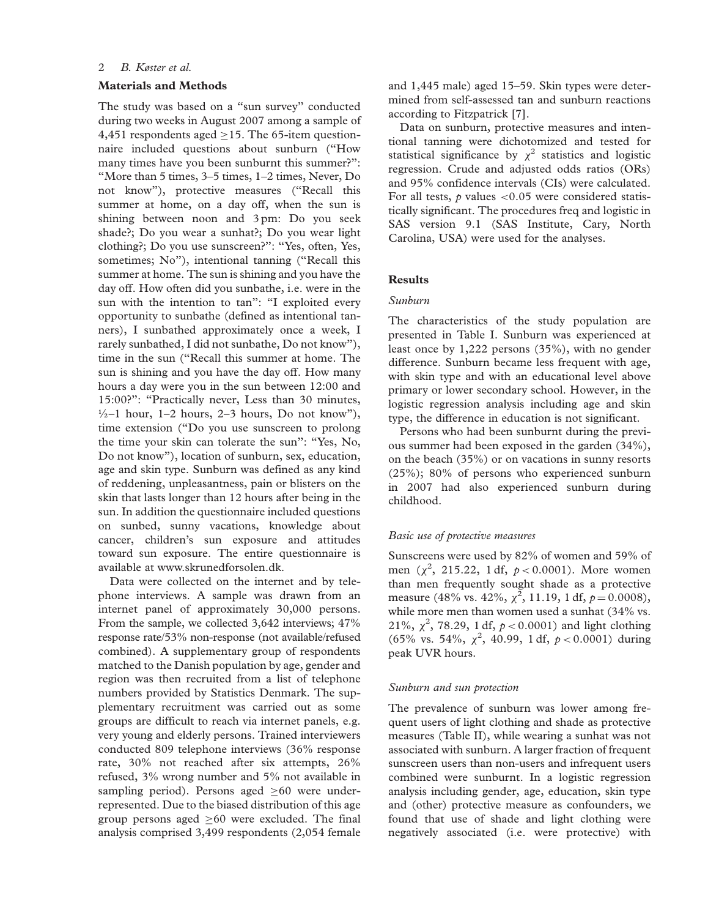## Materials and Methods

The study was based on a "sun survey" conducted during two weeks in August 2007 among a sample of 4,451 respondents aged $\geq$15. The 65-item questionnaire included questions about sunburn ("How many times have you been sunburnt this summer?": "More than 5 times, 3–5 times, 1–2 times, Never, Do not know"), protective measures ("Recall this summer at home, on a day off, when the sun is shining between noon and 3 pm: Do you seek shade?; Do you wear a sunhat?; Do you wear light clothing?; Do you use sunscreen?": "Yes, often, Yes, sometimes; No"), intentional tanning ("Recall this summer at home. The sun is shining and you have the day off. How often did you sunbathe, i.e. were in the sun with the intention to tan": "I exploited every opportunity to sunbathe (defined as intentional tanners), I sunbathed approximately once a week, I rarely sunbathed, I did not sunbathe, Do not know"), time in the sun ("Recall this summer at home. The sun is shining and you have the day off. How many hours a day were you in the sun between 12:00 and 15:00?": "Practically never, Less than 30 minutes, ½–1 hour, 1–2 hours, 2–3 hours, Do not know"), time extension ("Do you use sunscreen to prolong the time your skin can tolerate the sun": "Yes, No, Do not know"), location of sunburn, sex, education, age and skin type. Sunburn was defined as any kind of reddening, unpleasantness, pain or blisters on the skin that lasts longer than 12 hours after being in the sun. In addition the questionnaire included questions on sunbed, sunny vacations, knowledge about cancer, children's sun exposure and attitudes toward sun exposure. The entire questionnaire is available at www.skrunedforsolen.dk.

Data were collected on the internet and by telephone interviews. A sample was drawn from an internet panel of approximately 30,000 persons. From the sample, we collected 3,642 interviews; 47% response rate/53% non-response (not available/refused combined). A supplementary group of respondents matched to the Danish population by age, gender and region was then recruited from a list of telephone numbers provided by Statistics Denmark. The supplementary recruitment was carried out as some groups are difficult to reach via internet panels, e.g. very young and elderly persons. Trained interviewers conducted 809 telephone interviews (36% response rate, 30% not reached after six attempts, 26% refused, 3% wrong number and 5% not available in sampling period). Persons aged $\geq$60 were underrepresented. Due to the biased distribution of this age group persons aged $\geq$60 were excluded. The final analysis comprised 3,499 respondents (2,054 female and 1,445 male) aged 15–59. Skin types were determined from self-assessed tan and sunburn reactions according to Fitzpatrick [7].

Data on sunburn, protective measures and intentional tanning were dichotomized and tested for statistical significance by $\chi^2$ statistics and logistic regression. Crude and adjusted odds ratios (ORs) and 95% confidence intervals (CIs) were calculated. For all tests, $p$ values $<$0.05 were considered statistically significant. The procedures freq and logistic in SAS version 9.1 (SAS Institute, Cary, North Carolina, USA) were used for the analyses.

## Results

### *Sunburn*

The characteristics of the study population are presented in Table I. Sunburn was experienced at least once by 1,222 persons (35%), with no gender difference. Sunburn became less frequent with age, with skin type and with an educational level above primary or lower secondary school. However, in the logistic regression analysis including age and skin type, the difference in education is not significant.

Persons who had been sunburnt during the previous summer had been exposed in the garden (34%), on the beach (35%) or on vacations in sunny resorts (25%); 80% of persons who experienced sunburn in 2007 had also experienced sunburn during childhood.

### *Basic use of protective measures*

Sunscreens were used by 82% of women and 59% of men ($\chi^2$, 215.22, 1 df, $p < 0.0001$). More women than men frequently sought shade as a protective measure (48% vs. 42%, $\chi^2$, 11.19, 1 df, $p = 0.0008$), while more men than women used a sunhat (34% vs. 21%, $\chi^2$, 78.29, 1 df, $p < 0.0001$) and light clothing (65% vs. 54%, $\chi^2$, 40.99, 1 df, $p < 0.0001$) during peak UVR hours.

### *Sunburn and sun protection*

The prevalence of sunburn was lower among frequent users of light clothing and shade as protective measures (Table II), while wearing a sunhat was not associated with sunburn. A larger fraction of frequent sunscreen users than non-users and infrequent users combined were sunburnt. In a logistic regression analysis including gender, age, education, skin type and (other) protective measure as confounders, we found that use of shade and light clothing were negatively associated (i.e. were protective) with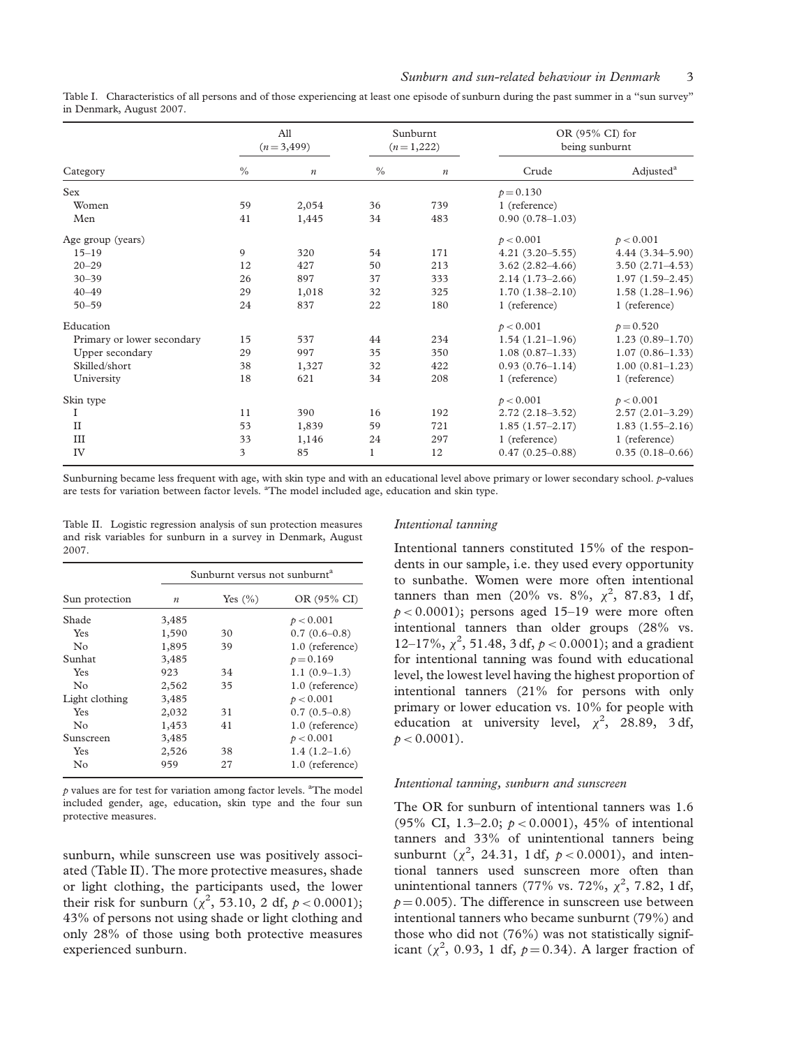Table I. Characteristics of all persons and of those experiencing at least one episode of sunburn during the past summer in a "sun survey" in Denmark, August 2007.

| Category | All ($n = 3,499$) | | Sunburnt ($n = 1,222$) | | OR (95% CI) for being sunburnt | |
|---|---|---|---|---|---|---|
| | % | $n$ | % | $n$ | Crude | Adjusted[a] |
| Sex | | | | | $p = 0.130$ | |
| Women | 59 | 2,054 | 36 | 739 | 1 (reference) | |
| Men | 41 | 1,445 | 34 | 483 | 0.90 (0.78–1.03) | |
| Age group (years) | | | | | $p < 0.001$ | $p < 0.001$ |
| 15–19 | 9 | 320 | 54 | 171 | 4.21 (3.20–5.55) | 4.44 (3.34–5.90) |
| 20–29 | 12 | 427 | 50 | 213 | 3.62 (2.82–4.66) | 3.50 (2.71–4.53) |
| 30–39 | 26 | 897 | 37 | 333 | 2.14 (1.73–2.66) | 1.97 (1.59–2.45) |
| 40–49 | 29 | 1,018 | 32 | 325 | 1.70 (1.38–2.10) | 1.58 (1.28–1.96) |
| 50–59 | 24 | 837 | 22 | 180 | 1 (reference) | 1 (reference) |
| Education | | | | | $p < 0.001$ | $p = 0.520$ |
| Primary or lower secondary | 15 | 537 | 44 | 234 | 1.54 (1.21–1.96) | 1.23 (0.89–1.70) |
| Upper secondary | 29 | 997 | 35 | 350 | 1.08 (0.87–1.33) | 1.07 (0.86–1.33) |
| Skilled/short | 38 | 1,327 | 32 | 422 | 0.93 (0.76–1.14) | 1.00 (0.81–1.23) |
| University | 18 | 621 | 34 | 208 | 1 (reference) | 1 (reference) |
| Skin type | | | | | $p < 0.001$ | $p < 0.001$ |
| I | 11 | 390 | 16 | 192 | 2.72 (2.18–3.52) | 2.57 (2.01–3.29) |
| II | 53 | 1,839 | 59 | 721 | 1.85 (1.57–2.17) | 1.83 (1.55–2.16) |
| III | 33 | 1,146 | 24 | 297 | 1 (reference) | 1 (reference) |
| IV | 3 | 85 | 1 | 12 | 0.47 (0.25–0.88) | 0.35 (0.18–0.66) |

Sunburning became less frequent with age, with skin type and with an educational level above primary or lower secondary school. $p$-values are tests for variation between factor levels. [a]The model included age, education and skin type.

Table II. Logistic regression analysis of sun protection measures and risk variables for sunburn in a survey in Denmark, August 2007.

| Sun protection | Sunburnt versus not sunburnt[a] | | |
|---|---|---|---|
| | $n$ | Yes (%) | OR (95% CI) |
| Shade | 3,485 | | $p < 0.001$ |
| Yes | 1,590 | 30 | 0.7 (0.6–0.8) |
| No | 1,895 | 39 | 1.0 (reference) |
| Sunhat | 3,485 | | $p = 0.169$ |
| Yes | 923 | 34 | 1.1 (0.9–1.3) |
| No | 2,562 | 35 | 1.0 (reference) |
| Light clothing | 3,485 | | $p < 0.001$ |
| Yes | 2,032 | 31 | 0.7 (0.5–0.8) |
| No | 1,453 | 41 | 1.0 (reference) |
| Sunscreen | 3,485 | | $p < 0.001$ |
| Yes | 2,526 | 38 | 1.4 (1.2–1.6) |
| No | 959 | 27 | 1.0 (reference) |

$p$ values are for test for variation among factor levels. [a]The model included gender, age, education, skin type and the four sun protective measures.

sunburn, while sunscreen use was positively associated (Table II). The more protective measures, shade or light clothing, the participants used, the lower their risk for sunburn ($\chi^2$, 53.10, 2 df, $p < 0.0001$); 43% of persons not using shade or light clothing and only 28% of those using both protective measures experienced sunburn.

### *Intentional tanning*

Intentional tanners constituted 15% of the respondents in our sample, i.e. they used every opportunity to sunbathe. Women were more often intentional tanners than men (20% vs. 8%, $\chi^2$, 87.83, 1 df, $p < 0.0001$); persons aged 15–19 were more often intentional tanners than older groups (28% vs. 12–17%, $\chi^2$, 51.48, 3 df, $p < 0.0001$); and a gradient for intentional tanning was found with educational level, the lowest level having the highest proportion of intentional tanners (21% for persons with only primary or lower education vs. 10% for people with education at university level, $\chi^2$, 28.89, 3 df, $p < 0.0001$).

### *Intentional tanning, sunburn and sunscreen*

The OR for sunburn of intentional tanners was 1.6 (95% CI, 1.3–2.0; $p < 0.0001$), 45% of intentional tanners and 33% of unintentional tanners being sunburnt ($\chi^2$, 24.31, 1 df, $p < 0.0001$), and intentional tanners used sunscreen more often than unintentional tanners (77% vs. 72%, $\chi^2$, 7.82, 1 df, $p = 0.005$). The difference in sunscreen use between intentional tanners who became sunburnt (79%) and those who did not (76%) was not statistically significant ($\chi^2$, 0.93, 1 df, $p = 0.34$). A larger fraction of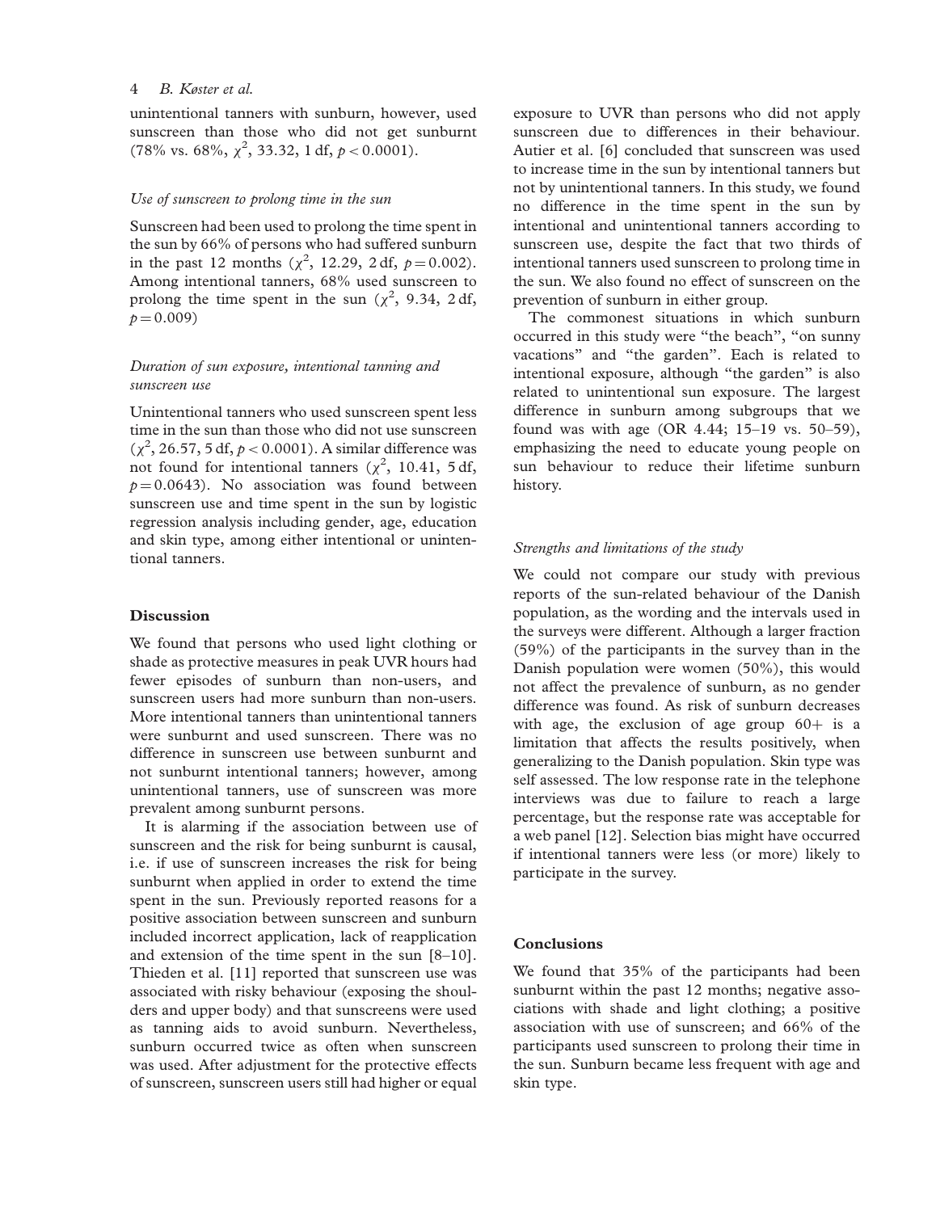unintentional tanners with sunburn, however, used sunscreen than those who did not get sunburnt (78% vs. 68%, $\chi^2$, 33.32, 1 df, $p < 0.0001$).

### *Use of sunscreen to prolong time in the sun*

Sunscreen had been used to prolong the time spent in the sun by 66% of persons who had suffered sunburn in the past 12 months ($\chi^2$, 12.29, 2 df, $p = 0.002$). Among intentional tanners, 68% used sunscreen to prolong the time spent in the sun ($\chi^2$, 9.34, 2 df, $p = 0.009$)

### *Duration of sun exposure, intentional tanning and sunscreen use*

Unintentional tanners who used sunscreen spent less time in the sun than those who did not use sunscreen ($\chi^2$, 26.57, 5 df, $p < 0.0001$). A similar difference was not found for intentional tanners ($\chi^2$, 10.41, 5 df, $p = 0.0643$). No association was found between sunscreen use and time spent in the sun by logistic regression analysis including gender, age, education and skin type, among either intentional or unintentional tanners.

## Discussion

We found that persons who used light clothing or shade as protective measures in peak UVR hours had fewer episodes of sunburn than non-users, and sunscreen users had more sunburn than non-users. More intentional tanners than unintentional tanners were sunburnt and used sunscreen. There was no difference in sunscreen use between sunburnt and not sunburnt intentional tanners; however, among unintentional tanners, use of sunscreen was more prevalent among sunburnt persons.

It is alarming if the association between use of sunscreen and the risk for being sunburnt is causal, i.e. if use of sunscreen increases the risk for being sunburnt when applied in order to extend the time spent in the sun. Previously reported reasons for a positive association between sunscreen and sunburn included incorrect application, lack of reapplication and extension of the time spent in the sun [8–10]. Thieden et al. [11] reported that sunscreen use was associated with risky behaviour (exposing the shoulders and upper body) and that sunscreens were used as tanning aids to avoid sunburn. Nevertheless, sunburn occurred twice as often when sunscreen was used. After adjustment for the protective effects of sunscreen, sunscreen users still had higher or equal exposure to UVR than persons who did not apply sunscreen due to differences in their behaviour. Autier et al. [6] concluded that sunscreen was used to increase time in the sun by intentional tanners but not by unintentional tanners. In this study, we found no difference in the time spent in the sun by intentional and unintentional tanners according to sunscreen use, despite the fact that two thirds of intentional tanners used sunscreen to prolong time in the sun. We also found no effect of sunscreen on the prevention of sunburn in either group.

The commonest situations in which sunburn occurred in this study were "the beach", "on sunny vacations" and "the garden". Each is related to intentional exposure, although "the garden" is also related to unintentional sun exposure. The largest difference in sunburn among subgroups that we found was with age (OR 4.44; 15–19 vs. 50–59), emphasizing the need to educate young people on sun behaviour to reduce their lifetime sunburn history.

### *Strengths and limitations of the study*

We could not compare our study with previous reports of the sun-related behaviour of the Danish population, as the wording and the intervals used in the surveys were different. Although a larger fraction (59%) of the participants in the survey than in the Danish population were women (50%), this would not affect the prevalence of sunburn, as no gender difference was found. As risk of sunburn decreases with age, the exclusion of age group 60+ is a limitation that affects the results positively, when generalizing to the Danish population. Skin type was self assessed. The low response rate in the telephone interviews was due to failure to reach a large percentage, but the response rate was acceptable for a web panel [12]. Selection bias might have occurred if intentional tanners were less (or more) likely to participate in the survey.

## Conclusions

We found that 35% of the participants had been sunburnt within the past 12 months; negative associations with shade and light clothing; a positive association with use of sunscreen; and 66% of the participants used sunscreen to prolong their time in the sun. Sunburn became less frequent with age and skin type.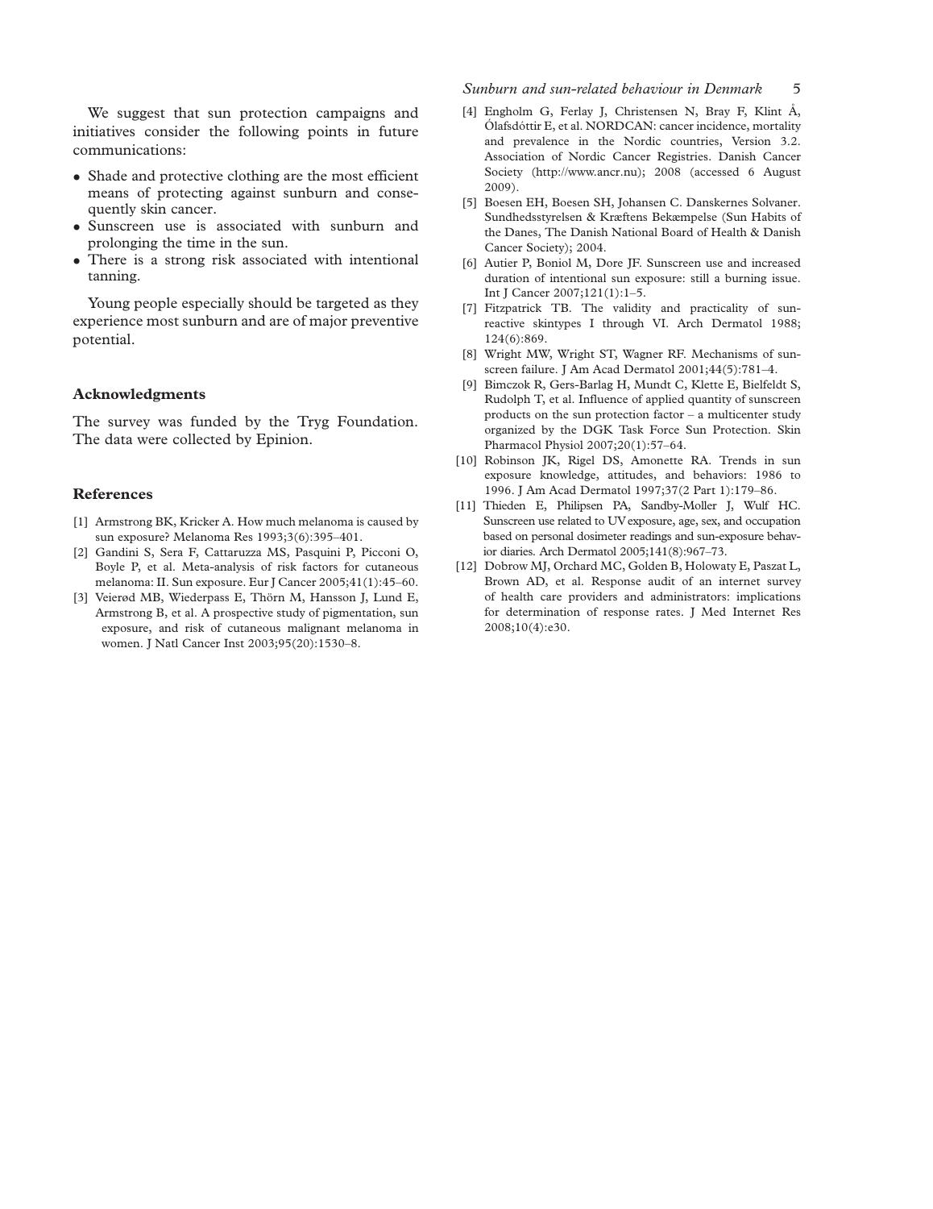We suggest that sun protection campaigns and initiatives consider the following points in future communications:

- Shade and protective clothing are the most efficient means of protecting against sunburn and consequently skin cancer.
- Sunscreen use is associated with sunburn and prolonging the time in the sun.
- There is a strong risk associated with intentional tanning.

Young people especially should be targeted as they experience most sunburn and are of major preventive potential.

## Acknowledgments

The survey was funded by the Tryg Foundation. The data were collected by Epinion.

## References

[1] Armstrong BK, Kricker A. How much melanoma is caused by sun exposure? Melanoma Res 1993;3(6):395–401.

[2] Gandini S, Sera F, Cattaruzza MS, Pasquini P, Picconi O, Boyle P, et al. Meta-analysis of risk factors for cutaneous melanoma: II. Sun exposure. Eur J Cancer 2005;41(1):45–60.

[3] Veierød MB, Wiederpass E, Thörn M, Hansson J, Lund E, Armstrong B, et al. A prospective study of pigmentation, sun exposure, and risk of cutaneous malignant melanoma in women. J Natl Cancer Inst 2003;95(20):1530–8.

[4] Engholm G, Ferlay J, Christensen N, Bray F, Klint Å, Ólafsdóttir E, et al. NORDCAN: cancer incidence, mortality and prevalence in the Nordic countries, Version 3.2. Association of Nordic Cancer Registries. Danish Cancer Society (http://www.ancr.nu); 2008 (accessed 6 August 2009).

[5] Boesen EH, Boesen SH, Johansen C. Danskernes Solvaner. Sundhedsstyrelsen & Kræftens Bekæmpelse (Sun Habits of the Danes, The Danish National Board of Health & Danish Cancer Society); 2004.

[6] Autier P, Boniol M, Dore JF. Sunscreen use and increased duration of intentional sun exposure: still a burning issue. Int J Cancer 2007;121(1):1–5.

[7] Fitzpatrick TB. The validity and practicality of sun-reactive skintypes I through VI. Arch Dermatol 1988; 124(6):869.

[8] Wright MW, Wright ST, Wagner RF. Mechanisms of sunscreen failure. J Am Acad Dermatol 2001;44(5):781–4.

[9] Bimczok R, Gers-Barlag H, Mundt C, Klette E, Bielfeldt S, Rudolph T, et al. Influence of applied quantity of sunscreen products on the sun protection factor – a multicenter study organized by the DGK Task Force Sun Protection. Skin Pharmacol Physiol 2007;20(1):57–64.

[10] Robinson JK, Rigel DS, Amonette RA. Trends in sun exposure knowledge, attitudes, and behaviors: 1986 to 1996. J Am Acad Dermatol 1997;37(2 Part 1):179–86.

[11] Thieden E, Philipsen PA, Sandby-Moller J, Wulf HC. Sunscreen use related to UV exposure, age, sex, and occupation based on personal dosimeter readings and sun-exposure behavior diaries. Arch Dermatol 2005;141(8):967–73.

[12] Dobrow MJ, Orchard MC, Golden B, Holowaty E, Paszat L, Brown AD, et al. Response audit of an internet survey of health care providers and administrators: implications for determination of response rates. J Med Internet Res 2008;10(4):e30.